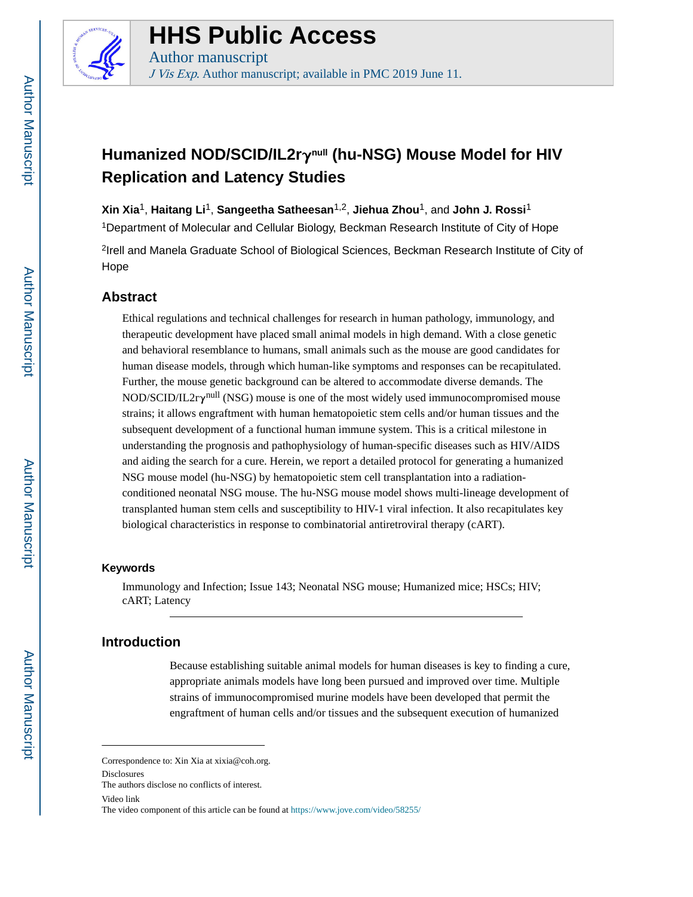# HHS Public Access

Author manuscript

*J Vis Exp*. Author manuscript; available in PMC 2019 June 11.

# Humanized NOD/SCID/IL2rγ$^{null}$ (hu-NSG) Mouse Model for HIV Replication and Latency Studies

**Xin Xia**[1], **Haitang Li**[1], **Sangeetha Satheesan**[1,2], **Jiehua Zhou**[1], and **John J. Rossi**[1]

[1]Department of Molecular and Cellular Biology, Beckman Research Institute of City of Hope

[2]Irell and Manela Graduate School of Biological Sciences, Beckman Research Institute of City of Hope

## Abstract

Ethical regulations and technical challenges for research in human pathology, immunology, and therapeutic development have placed small animal models in high demand. With a close genetic and behavioral resemblance to humans, small animals such as the mouse are good candidates for human disease models, through which human-like symptoms and responses can be recapitulated. Further, the mouse genetic background can be altered to accommodate diverse demands. The NOD/SCID/IL2rγ$^{null}$ (NSG) mouse is one of the most widely used immunocompromised mouse strains; it allows engraftment with human hematopoietic stem cells and/or human tissues and the subsequent development of a functional human immune system. This is a critical milestone in understanding the prognosis and pathophysiology of human-specific diseases such as HIV/AIDS and aiding the search for a cure. Herein, we report a detailed protocol for generating a humanized NSG mouse model (hu-NSG) by hematopoietic stem cell transplantation into a radiation-conditioned neonatal NSG mouse. The hu-NSG mouse model shows multi-lineage development of transplanted human stem cells and susceptibility to HIV-1 viral infection. It also recapitulates key biological characteristics in response to combinatorial antiretroviral therapy (cART).

### Keywords

Immunology and Infection; Issue 143; Neonatal NSG mouse; Humanized mice; HSCs; HIV; cART; Latency

## Introduction

Because establishing suitable animal models for human diseases is key to finding a cure, appropriate animals models have long been pursued and improved over time. Multiple strains of immunocompromised murine models have been developed that permit the engraftment of human cells and/or tissues and the subsequent execution of humanized

---

Correspondence to: Xin Xia at xixia@coh.org.

Disclosures

The authors disclose no conflicts of interest.

Video link

The video component of this article can be found at https://www.jove.com/video/58255/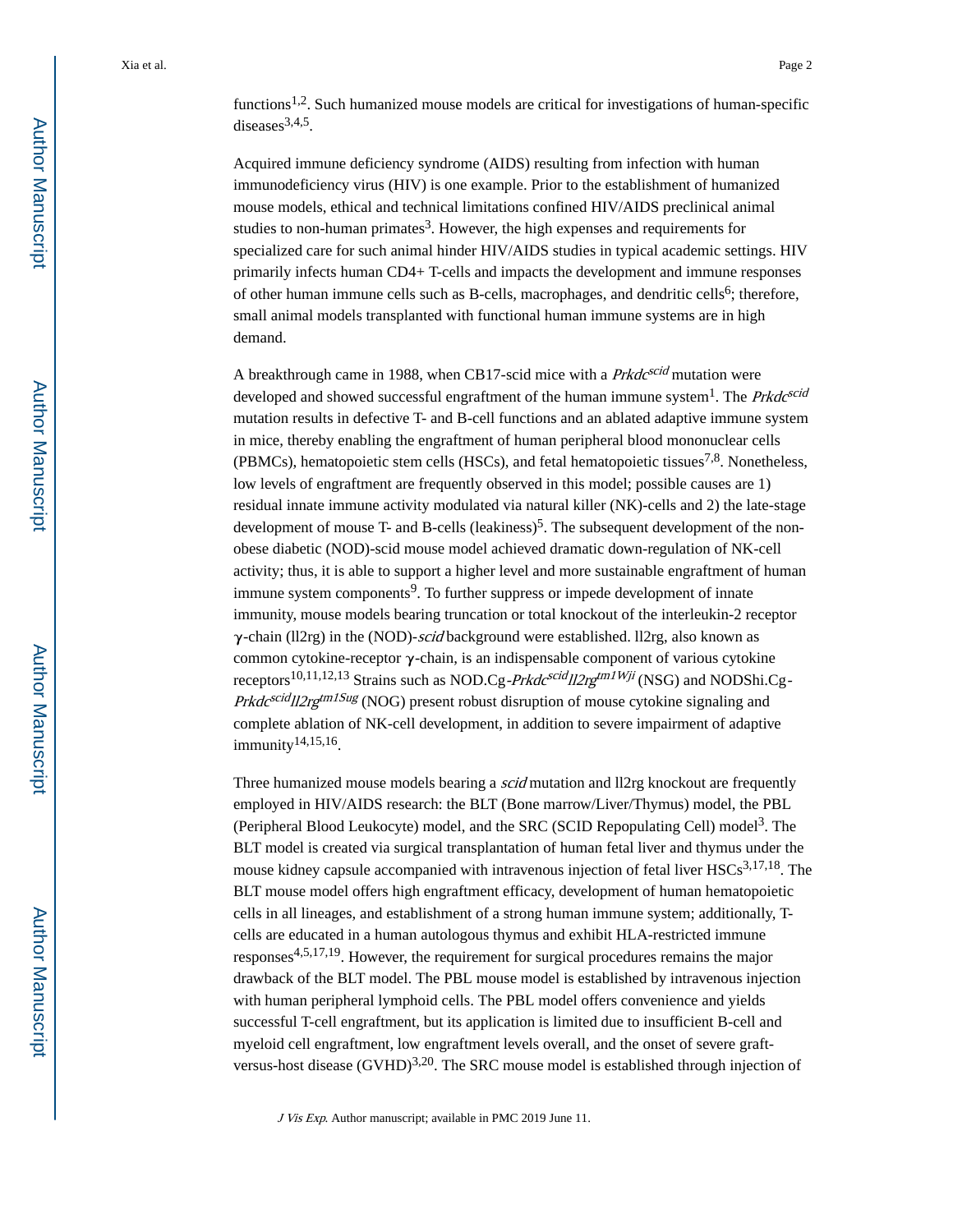functions[1,2]. Such humanized mouse models are critical for investigations of human-specific diseases[3,4,5].

Acquired immune deficiency syndrome (AIDS) resulting from infection with human immunodeficiency virus (HIV) is one example. Prior to the establishment of humanized mouse models, ethical and technical limitations confined HIV/AIDS preclinical animal studies to non-human primates[3]. However, the high expenses and requirements for specialized care for such animal hinder HIV/AIDS studies in typical academic settings. HIV primarily infects human CD4+ T-cells and impacts the development and immune responses of other human immune cells such as B-cells, macrophages, and dendritic cells[6]; therefore, small animal models transplanted with functional human immune systems are in high demand.

A breakthrough came in 1988, when CB17-scid mice with a *Prkdc^scid^* mutation were developed and showed successful engraftment of the human immune system[1]. The *Prkdc^scid^* mutation results in defective T- and B-cell functions and an ablated adaptive immune system in mice, thereby enabling the engraftment of human peripheral blood mononuclear cells (PBMCs), hematopoietic stem cells (HSCs), and fetal hematopoietic tissues[7,8]. Nonetheless, low levels of engraftment are frequently observed in this model; possible causes are 1) residual innate immune activity modulated via natural killer (NK)-cells and 2) the late-stage development of mouse T- and B-cells (leakiness)[5]. The subsequent development of the non-obese diabetic (NOD)-scid mouse model achieved dramatic down-regulation of NK-cell activity; thus, it is able to support a higher level and more sustainable engraftment of human immune system components[9]. To further suppress or impede development of innate immunity, mouse models bearing truncation or total knockout of the interleukin-2 receptor γ-chain (Il2rg) in the (NOD)-*scid* background were established. Il2rg, also known as common cytokine-receptor γ-chain, is an indispensable component of various cytokine receptors[10,11,12,13] Strains such as NOD.Cg-*Prkdc^scid^Il2rg^tm1Wji^* (NSG) and NODShi.Cg-*Prkdc^scid^Il2rg^tm1Sug^* (NOG) present robust disruption of mouse cytokine signaling and complete ablation of NK-cell development, in addition to severe impairment of adaptive immunity[14,15,16].

Three humanized mouse models bearing a *scid* mutation and Il2rg knockout are frequently employed in HIV/AIDS research: the BLT (Bone marrow/Liver/Thymus) model, the PBL (Peripheral Blood Leukocyte) model, and the SRC (SCID Repopulating Cell) model[3]. The BLT model is created via surgical transplantation of human fetal liver and thymus under the mouse kidney capsule accompanied with intravenous injection of fetal liver HSCs[3,17,18]. The BLT mouse model offers high engraftment efficacy, development of human hematopoietic cells in all lineages, and establishment of a strong human immune system; additionally, T-cells are educated in a human autologous thymus and exhibit HLA-restricted immune responses[4,5,17,19]. However, the requirement for surgical procedures remains the major drawback of the BLT model. The PBL mouse model is established by intravenous injection with human peripheral lymphoid cells. The PBL model offers convenience and yields successful T-cell engraftment, but its application is limited due to insufficient B-cell and myeloid cell engraftment, low engraftment levels overall, and the onset of severe graft-versus-host disease (GVHD)[3,20]. The SRC mouse model is established through injection of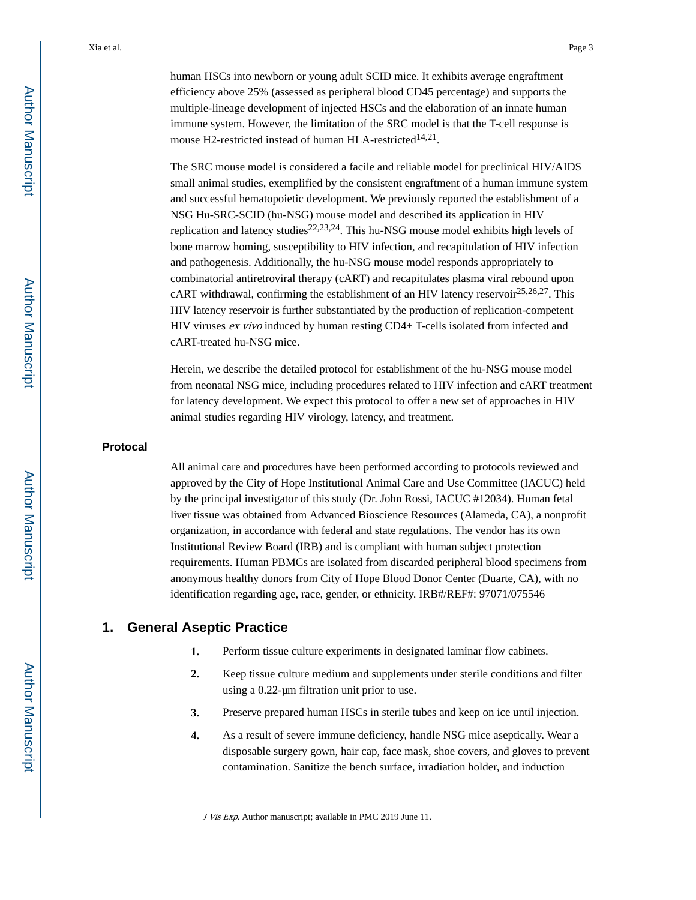human HSCs into newborn or young adult SCID mice. It exhibits average engraftment efficiency above 25% (assessed as peripheral blood CD45 percentage) and supports the multiple-lineage development of injected HSCs and the elaboration of an innate human immune system. However, the limitation of the SRC model is that the T-cell response is mouse H2-restricted instead of human HLA-restricted[14,21].

The SRC mouse model is considered a facile and reliable model for preclinical HIV/AIDS small animal studies, exemplified by the consistent engraftment of a human immune system and successful hematopoietic development. We previously reported the establishment of a NSG Hu-SRC-SCID (hu-NSG) mouse model and described its application in HIV replication and latency studies[22,23,24]. This hu-NSG mouse model exhibits high levels of bone marrow homing, susceptibility to HIV infection, and recapitulation of HIV infection and pathogenesis. Additionally, the hu-NSG mouse model responds appropriately to combinatorial antiretroviral therapy (cART) and recapitulates plasma viral rebound upon cART withdrawal, confirming the establishment of an HIV latency reservoir[25,26,27]. This HIV latency reservoir is further substantiated by the production of replication-competent HIV viruses *ex vivo* induced by human resting CD4+ T-cells isolated from infected and cART-treated hu-NSG mice.

Herein, we describe the detailed protocol for establishment of the hu-NSG mouse model from neonatal NSG mice, including procedures related to HIV infection and cART treatment for latency development. We expect this protocol to offer a new set of approaches in HIV animal studies regarding HIV virology, latency, and treatment.

## Protocal

All animal care and procedures have been performed according to protocols reviewed and approved by the City of Hope Institutional Animal Care and Use Committee (IACUC) held by the principal investigator of this study (Dr. John Rossi, IACUC #12034). Human fetal liver tissue was obtained from Advanced Bioscience Resources (Alameda, CA), a nonprofit organization, in accordance with federal and state regulations. The vendor has its own Institutional Review Board (IRB) and is compliant with human subject protection requirements. Human PBMCs are isolated from discarded peripheral blood specimens from anonymous healthy donors from City of Hope Blood Donor Center (Duarte, CA), with no identification regarding age, race, gender, or ethnicity. IRB#/REF#: 97071/075546

## 1. General Aseptic Practice

1. Perform tissue culture experiments in designated laminar flow cabinets.
2. Keep tissue culture medium and supplements under sterile conditions and filter using a 0.22-µm filtration unit prior to use.
3. Preserve prepared human HSCs in sterile tubes and keep on ice until injection.
4. As a result of severe immune deficiency, handle NSG mice aseptically. Wear a disposable surgery gown, hair cap, face mask, shoe covers, and gloves to prevent contamination. Sanitize the bench surface, irradiation holder, and induction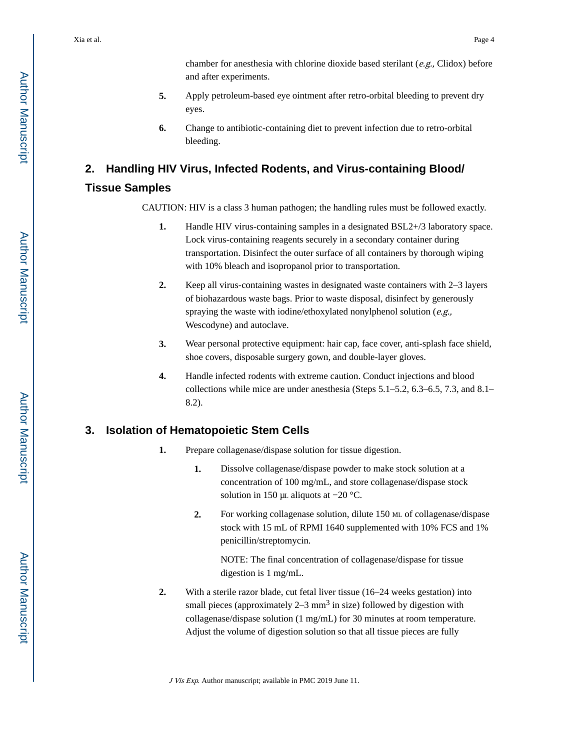chamber for anesthesia with chlorine dioxide based sterilant (*e.g.,* Clidox) before and after experiments.

5. Apply petroleum-based eye ointment after retro-orbital bleeding to prevent dry eyes.
6. Change to antibiotic-containing diet to prevent infection due to retro-orbital bleeding.

## 2. Handling HIV Virus, Infected Rodents, and Virus-containing Blood/Tissue Samples

CAUTION: HIV is a class 3 human pathogen; the handling rules must be followed exactly.

1. Handle HIV virus-containing samples in a designated BSL2+/3 laboratory space. Lock virus-containing reagents securely in a secondary container during transportation. Disinfect the outer surface of all containers by thorough wiping with 10% bleach and isopropanol prior to transportation.
2. Keep all virus-containing wastes in designated waste containers with 2–3 layers of biohazardous waste bags. Prior to waste disposal, disinfect by generously spraying the waste with iodine/ethoxylated nonylphenol solution (*e.g.,* Wescodyne) and autoclave.
3. Wear personal protective equipment: hair cap, face cover, anti-splash face shield, shoe covers, disposable surgery gown, and double-layer gloves.
4. Handle infected rodents with extreme caution. Conduct injections and blood collections while mice are under anesthesia (Steps 5.1–5.2, 6.3–6.5, 7.3, and 8.1–8.2).

## 3. Isolation of Hematopoietic Stem Cells

1. Prepare collagenase/dispase solution for tissue digestion.
   1. Dissolve collagenase/dispase powder to make stock solution at a concentration of 100 mg/mL, and store collagenase/dispase stock solution in 150 μL aliquots at −20 °C.
   2. For working collagenase solution, dilute 150 ML of collagenase/dispase stock with 15 mL of RPMI 1640 supplemented with 10% FCS and 1% penicillin/streptomycin.

      NOTE: The final concentration of collagenase/dispase for tissue digestion is 1 mg/mL.
2. With a sterile razor blade, cut fetal liver tissue (16–24 weeks gestation) into small pieces (approximately 2–3 $mm^3$ in size) followed by digestion with collagenase/dispase solution (1 mg/mL) for 30 minutes at room temperature. Adjust the volume of digestion solution so that all tissue pieces are fully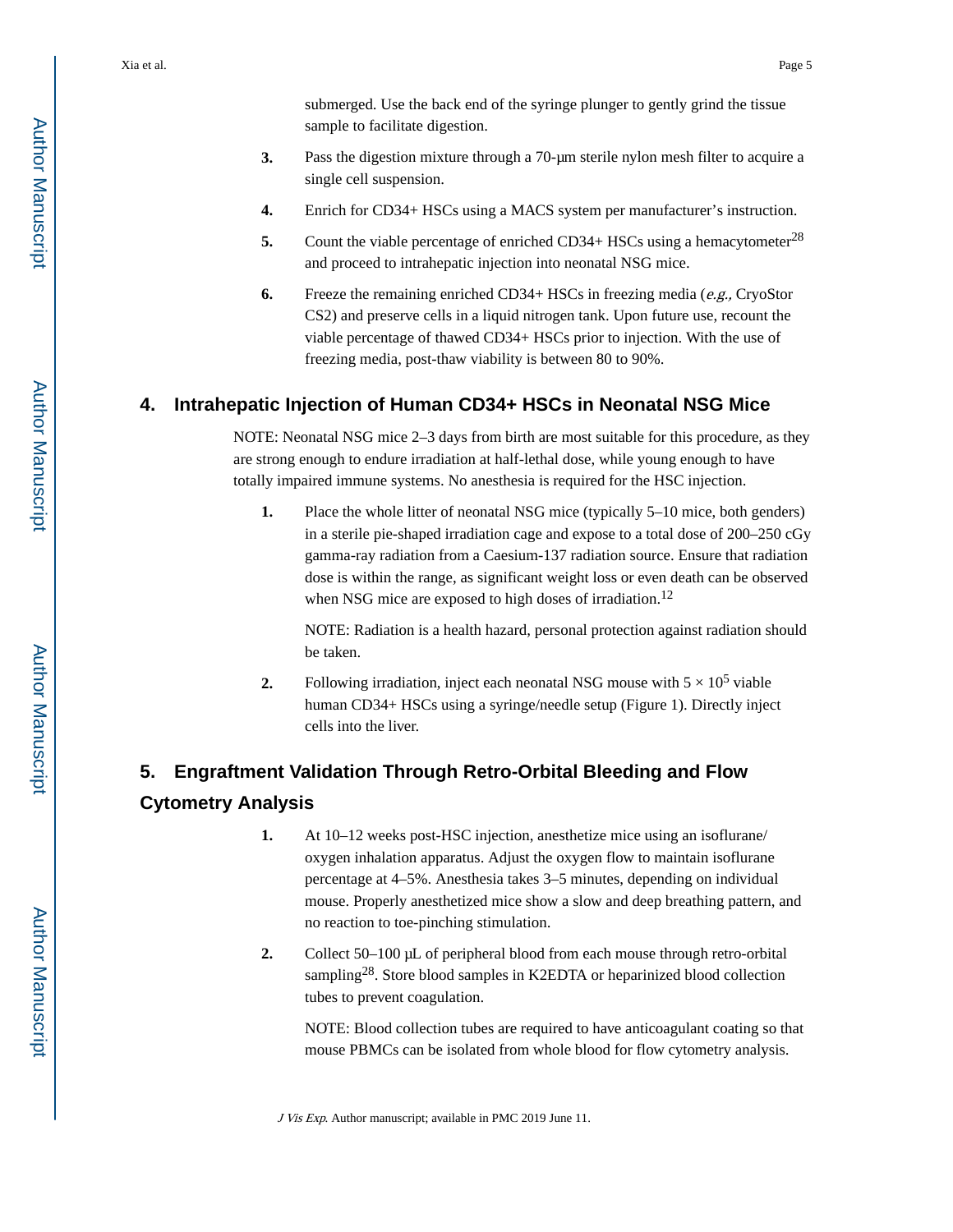submerged. Use the back end of the syringe plunger to gently grind the tissue sample to facilitate digestion.

3. Pass the digestion mixture through a 70-μm sterile nylon mesh filter to acquire a single cell suspension.

4. Enrich for CD34+ HSCs using a MACS system per manufacturer's instruction.

5. Count the viable percentage of enriched CD34+ HSCs using a hemacytometer[28] and proceed to intrahepatic injection into neonatal NSG mice.

6. Freeze the remaining enriched CD34+ HSCs in freezing media (*e.g.,* CryoStor CS2) and preserve cells in a liquid nitrogen tank. Upon future use, recount the viable percentage of thawed CD34+ HSCs prior to injection. With the use of freezing media, post-thaw viability is between 80 to 90%.

## 4. Intrahepatic Injection of Human CD34+ HSCs in Neonatal NSG Mice

NOTE: Neonatal NSG mice 2–3 days from birth are most suitable for this procedure, as they are strong enough to endure irradiation at half-lethal dose, while young enough to have totally impaired immune systems. No anesthesia is required for the HSC injection.

1. Place the whole litter of neonatal NSG mice (typically 5–10 mice, both genders) in a sterile pie-shaped irradiation cage and expose to a total dose of 200–250 cGy gamma-ray radiation from a Caesium-137 radiation source. Ensure that radiation dose is within the range, as significant weight loss or even death can be observed when NSG mice are exposed to high doses of irradiation.[12]

   NOTE: Radiation is a health hazard, personal protection against radiation should be taken.

2. Following irradiation, inject each neonatal NSG mouse with $5 \times 10^5$ viable human CD34+ HSCs using a syringe/needle setup (Figure 1). Directly inject cells into the liver.

## 5. Engraftment Validation Through Retro-Orbital Bleeding and Flow Cytometry Analysis

1. At 10–12 weeks post-HSC injection, anesthetize mice using an isoflurane/oxygen inhalation apparatus. Adjust the oxygen flow to maintain isoflurane percentage at 4–5%. Anesthesia takes 3–5 minutes, depending on individual mouse. Properly anesthetized mice show a slow and deep breathing pattern, and no reaction to toe-pinching stimulation.

2. Collect 50–100 μL of peripheral blood from each mouse through retro-orbital sampling[28]. Store blood samples in K2EDTA or heparinized blood collection tubes to prevent coagulation.

   NOTE: Blood collection tubes are required to have anticoagulant coating so that mouse PBMCs can be isolated from whole blood for flow cytometry analysis.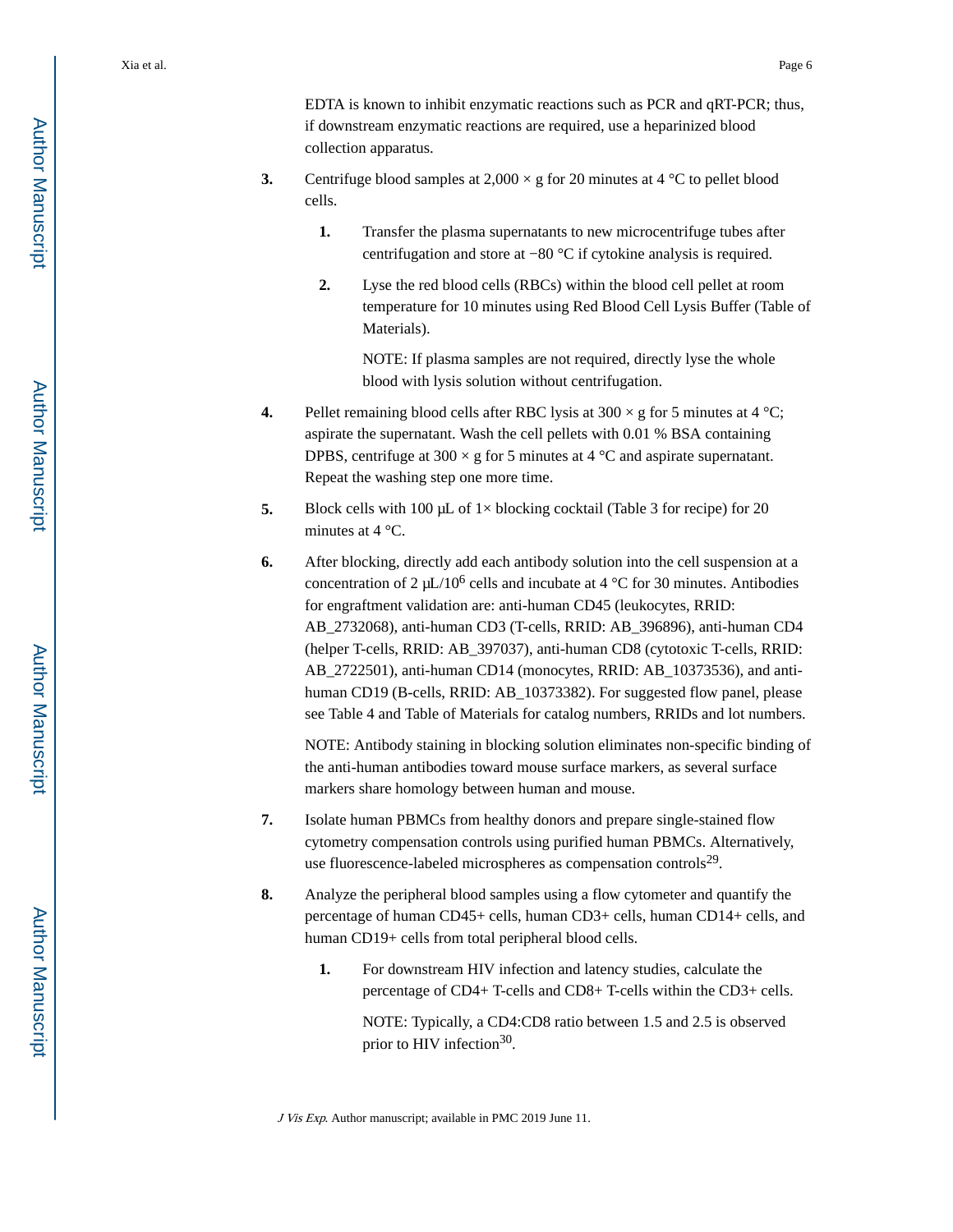EDTA is known to inhibit enzymatic reactions such as PCR and qRT-PCR; thus, if downstream enzymatic reactions are required, use a heparinized blood collection apparatus.

3. Centrifuge blood samples at 2,000 × g for 20 minutes at 4 °C to pellet blood cells.

    1. Transfer the plasma supernatants to new microcentrifuge tubes after centrifugation and store at −80 °C if cytokine analysis is required.

    2. Lyse the red blood cells (RBCs) within the blood cell pellet at room temperature for 10 minutes using Red Blood Cell Lysis Buffer (Table of Materials).

        NOTE: If plasma samples are not required, directly lyse the whole blood with lysis solution without centrifugation.

4. Pellet remaining blood cells after RBC lysis at 300 × g for 5 minutes at 4 °C; aspirate the supernatant. Wash the cell pellets with 0.01 % BSA containing DPBS, centrifuge at 300 × g for 5 minutes at 4 °C and aspirate supernatant. Repeat the washing step one more time.

5. Block cells with 100 μL of 1× blocking cocktail (Table 3 for recipe) for 20 minutes at 4 °C.

6. After blocking, directly add each antibody solution into the cell suspension at a concentration of 2 μL/$10^6$ cells and incubate at 4 °C for 30 minutes. Antibodies for engraftment validation are: anti-human CD45 (leukocytes, RRID: AB_2732068), anti-human CD3 (T-cells, RRID: AB_396896), anti-human CD4 (helper T-cells, RRID: AB_397037), anti-human CD8 (cytotoxic T-cells, RRID: AB_2722501), anti-human CD14 (monocytes, RRID: AB_10373536), and anti-human CD19 (B-cells, RRID: AB_10373382). For suggested flow panel, please see Table 4 and Table of Materials for catalog numbers, RRIDs and lot numbers.

    NOTE: Antibody staining in blocking solution eliminates non-specific binding of the anti-human antibodies toward mouse surface markers, as several surface markers share homology between human and mouse.

7. Isolate human PBMCs from healthy donors and prepare single-stained flow cytometry compensation controls using purified human PBMCs. Alternatively, use fluorescence-labeled microspheres as compensation controls[29].

8. Analyze the peripheral blood samples using a flow cytometer and quantify the percentage of human CD45+ cells, human CD3+ cells, human CD14+ cells, and human CD19+ cells from total peripheral blood cells.

    1. For downstream HIV infection and latency studies, calculate the percentage of CD4+ T-cells and CD8+ T-cells within the CD3+ cells.

        NOTE: Typically, a CD4:CD8 ratio between 1.5 and 2.5 is observed prior to HIV infection[30].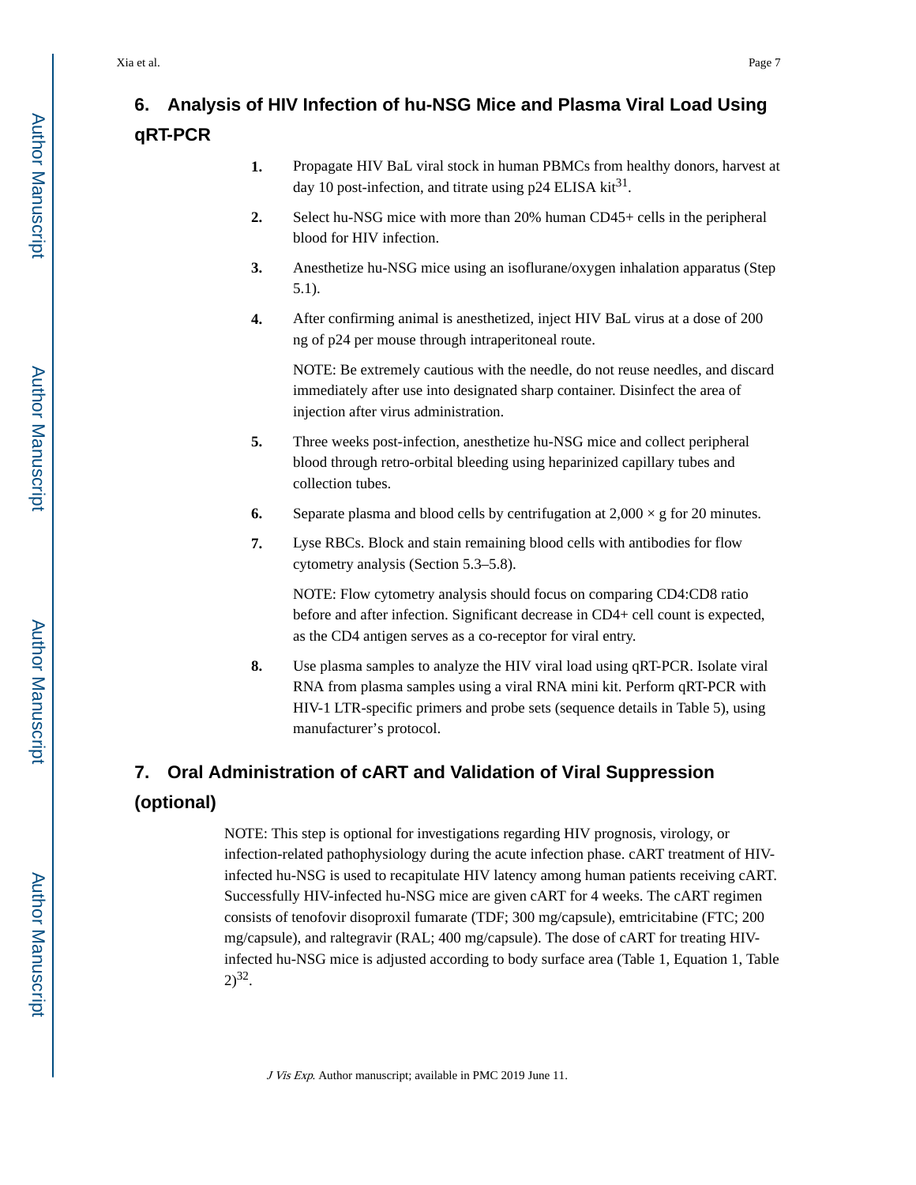## 6. Analysis of HIV Infection of hu-NSG Mice and Plasma Viral Load Using qRT-PCR

1. Propagate HIV BaL viral stock in human PBMCs from healthy donors, harvest at day 10 post-infection, and titrate using p24 ELISA kit[31].

2. Select hu-NSG mice with more than 20% human CD45+ cells in the peripheral blood for HIV infection.

3. Anesthetize hu-NSG mice using an isoflurane/oxygen inhalation apparatus (Step 5.1).

4. After confirming animal is anesthetized, inject HIV BaL virus at a dose of 200 ng of p24 per mouse through intraperitoneal route.

   NOTE: Be extremely cautious with the needle, do not reuse needles, and discard immediately after use into designated sharp container. Disinfect the area of injection after virus administration.

5. Three weeks post-infection, anesthetize hu-NSG mice and collect peripheral blood through retro-orbital bleeding using heparinized capillary tubes and collection tubes.

6. Separate plasma and blood cells by centrifugation at 2,000 × g for 20 minutes.

7. Lyse RBCs. Block and stain remaining blood cells with antibodies for flow cytometry analysis (Section 5.3–5.8).

   NOTE: Flow cytometry analysis should focus on comparing CD4:CD8 ratio before and after infection. Significant decrease in CD4+ cell count is expected, as the CD4 antigen serves as a co-receptor for viral entry.

8. Use plasma samples to analyze the HIV viral load using qRT-PCR. Isolate viral RNA from plasma samples using a viral RNA mini kit. Perform qRT-PCR with HIV-1 LTR-specific primers and probe sets (sequence details in Table 5), using manufacturer's protocol.

## 7. Oral Administration of cART and Validation of Viral Suppression (optional)

NOTE: This step is optional for investigations regarding HIV prognosis, virology, or infection-related pathophysiology during the acute infection phase. cART treatment of HIV-infected hu-NSG is used to recapitulate HIV latency among human patients receiving cART. Successfully HIV-infected hu-NSG mice are given cART for 4 weeks. The cART regimen consists of tenofovir disoproxil fumarate (TDF; 300 mg/capsule), emtricitabine (FTC; 200 mg/capsule), and raltegravir (RAL; 400 mg/capsule). The dose of cART for treating HIV-infected hu-NSG mice is adjusted according to body surface area (Table 1, Equation 1, Table 2)[32].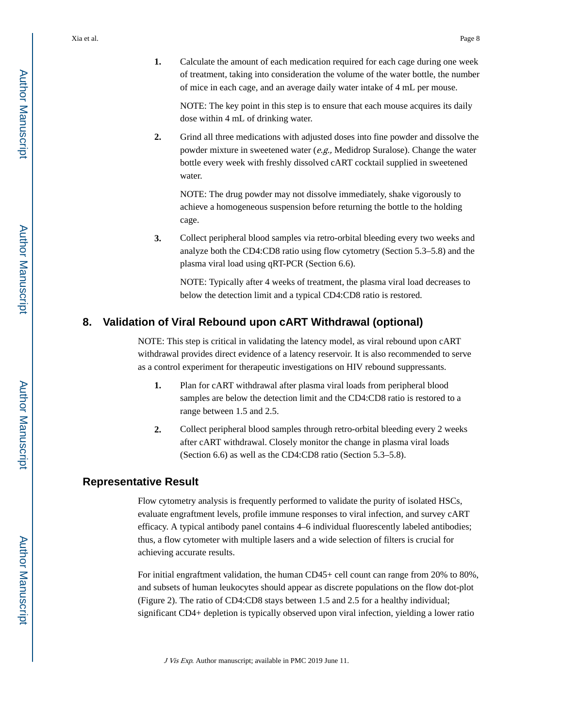1. Calculate the amount of each medication required for each cage during one week of treatment, taking into consideration the volume of the water bottle, the number of mice in each cage, and an average daily water intake of 4 mL per mouse.

   NOTE: The key point in this step is to ensure that each mouse acquires its daily dose within 4 mL of drinking water.

2. Grind all three medications with adjusted doses into fine powder and dissolve the powder mixture in sweetened water (*e.g.,* Medidrop Suralose). Change the water bottle every week with freshly dissolved cART cocktail supplied in sweetened water.

   NOTE: The drug powder may not dissolve immediately, shake vigorously to achieve a homogeneous suspension before returning the bottle to the holding cage.

3. Collect peripheral blood samples via retro-orbital bleeding every two weeks and analyze both the CD4:CD8 ratio using flow cytometry (Section 5.3–5.8) and the plasma viral load using qRT-PCR (Section 6.6).

   NOTE: Typically after 4 weeks of treatment, the plasma viral load decreases to below the detection limit and a typical CD4:CD8 ratio is restored.

## 8. Validation of Viral Rebound upon cART Withdrawal (optional)

NOTE: This step is critical in validating the latency model, as viral rebound upon cART withdrawal provides direct evidence of a latency reservoir. It is also recommended to serve as a control experiment for therapeutic investigations on HIV rebound suppressants.

1. Plan for cART withdrawal after plasma viral loads from peripheral blood samples are below the detection limit and the CD4:CD8 ratio is restored to a range between 1.5 and 2.5.

2. Collect peripheral blood samples through retro-orbital bleeding every 2 weeks after cART withdrawal. Closely monitor the change in plasma viral loads (Section 6.6) as well as the CD4:CD8 ratio (Section 5.3–5.8).

## Representative Result

Flow cytometry analysis is frequently performed to validate the purity of isolated HSCs, evaluate engraftment levels, profile immune responses to viral infection, and survey cART efficacy. A typical antibody panel contains 4–6 individual fluorescently labeled antibodies; thus, a flow cytometer with multiple lasers and a wide selection of filters is crucial for achieving accurate results.

For initial engraftment validation, the human CD45+ cell count can range from 20% to 80%, and subsets of human leukocytes should appear as discrete populations on the flow dot-plot (Figure 2). The ratio of CD4:CD8 stays between 1.5 and 2.5 for a healthy individual; significant CD4+ depletion is typically observed upon viral infection, yielding a lower ratio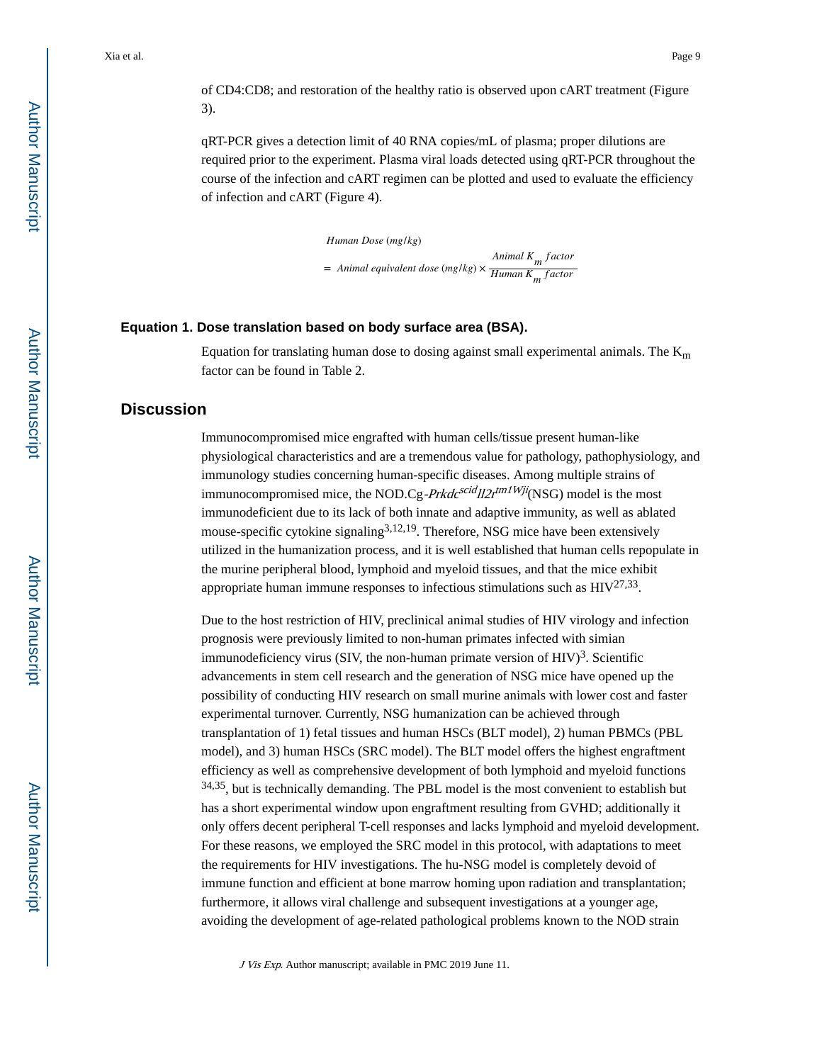of CD4:CD8; and restoration of the healthy ratio is observed upon cART treatment (Figure 3).

qRT-PCR gives a detection limit of 40 RNA copies/mL of plasma; proper dilutions are required prior to the experiment. Plasma viral loads detected using qRT-PCR throughout the course of the infection and cART regimen can be plotted and used to evaluate the efficiency of infection and cART (Figure 4).

$$\text{Human Dose } (mg/kg) = \text{Animal equivalent dose } (mg/kg) \times \frac{\text{Animal } K_m \text{ factor}}{\text{Human } K_m \text{ factor}}$$

**Equation 1. Dose translation based on body surface area (BSA).**

Equation for translating human dose to dosing against small experimental animals. The $K_m$ factor can be found in Table 2.

## Discussion

Immunocompromised mice engrafted with human cells/tissue present human-like physiological characteristics and are a tremendous value for pathology, pathophysiology, and immunology studies concerning human-specific diseases. Among multiple strains of immunocompromised mice, the NOD.Cg-*Prkdc$^{scid}$Il2r$^{tm1Wji}$*(NSG) model is the most immunodeficient due to its lack of both innate and adaptive immunity, as well as ablated mouse-specific cytokine signaling[3,12,19]. Therefore, NSG mice have been extensively utilized in the humanization process, and it is well established that human cells repopulate in the murine peripheral blood, lymphoid and myeloid tissues, and that the mice exhibit appropriate human immune responses to infectious stimulations such as HIV[27,33].

Due to the host restriction of HIV, preclinical animal studies of HIV virology and infection prognosis were previously limited to non-human primates infected with simian immunodeficiency virus (SIV, the non-human primate version of HIV)[3]. Scientific advancements in stem cell research and the generation of NSG mice have opened up the possibility of conducting HIV research on small murine animals with lower cost and faster experimental turnover. Currently, NSG humanization can be achieved through transplantation of 1) fetal tissues and human HSCs (BLT model), 2) human PBMCs (PBL model), and 3) human HSCs (SRC model). The BLT model offers the highest engraftment efficiency as well as comprehensive development of both lymphoid and myeloid functions [34,35], but is technically demanding. The PBL model is the most convenient to establish but has a short experimental window upon engraftment resulting from GVHD; additionally it only offers decent peripheral T-cell responses and lacks lymphoid and myeloid development. For these reasons, we employed the SRC model in this protocol, with adaptations to meet the requirements for HIV investigations. The hu-NSG model is completely devoid of immune function and efficient at bone marrow homing upon radiation and transplantation; furthermore, it allows viral challenge and subsequent investigations at a younger age, avoiding the development of age-related pathological problems known to the NOD strain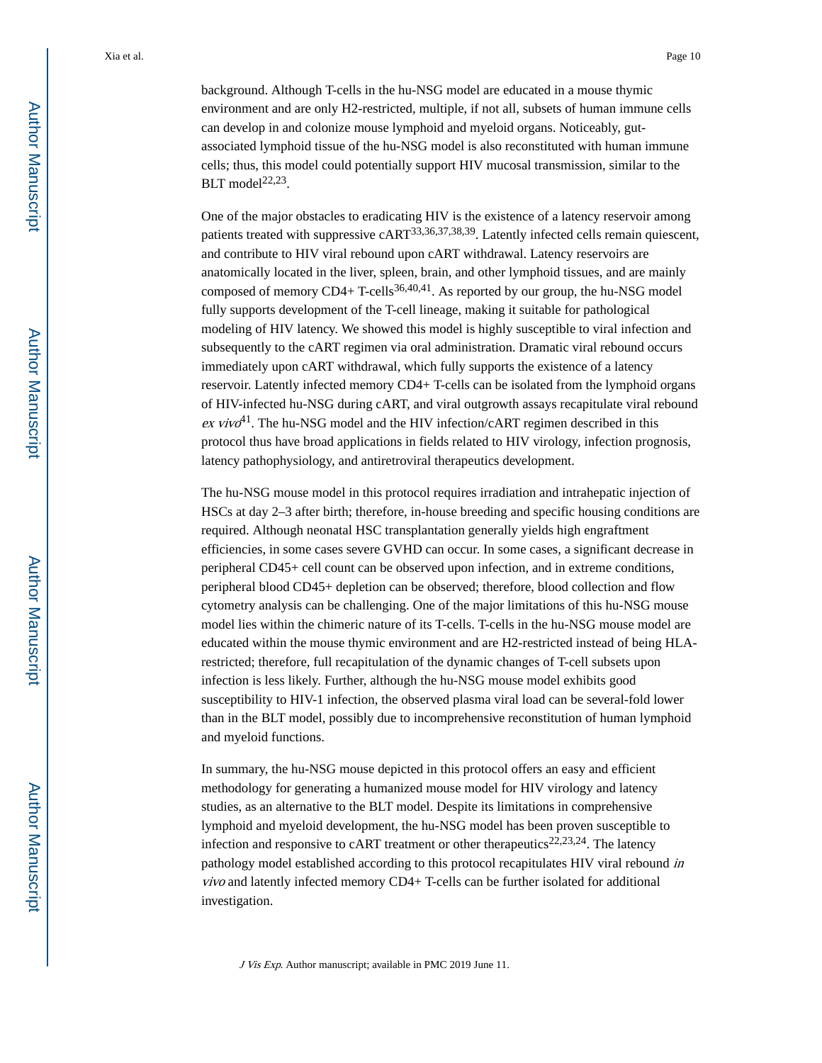background. Although T-cells in the hu-NSG model are educated in a mouse thymic environment and are only H2-restricted, multiple, if not all, subsets of human immune cells can develop in and colonize mouse lymphoid and myeloid organs. Noticeably, gut-associated lymphoid tissue of the hu-NSG model is also reconstituted with human immune cells; thus, this model could potentially support HIV mucosal transmission, similar to the BLT model[22,23].

One of the major obstacles to eradicating HIV is the existence of a latency reservoir among patients treated with suppressive cART[33,36,37,38,39]. Latently infected cells remain quiescent, and contribute to HIV viral rebound upon cART withdrawal. Latency reservoirs are anatomically located in the liver, spleen, brain, and other lymphoid tissues, and are mainly composed of memory CD4+ T-cells[36,40,41]. As reported by our group, the hu-NSG model fully supports development of the T-cell lineage, making it suitable for pathological modeling of HIV latency. We showed this model is highly susceptible to viral infection and subsequently to the cART regimen via oral administration. Dramatic viral rebound occurs immediately upon cART withdrawal, which fully supports the existence of a latency reservoir. Latently infected memory CD4+ T-cells can be isolated from the lymphoid organs of HIV-infected hu-NSG during cART, and viral outgrowth assays recapitulate viral rebound *ex vivo*[41]. The hu-NSG model and the HIV infection/cART regimen described in this protocol thus have broad applications in fields related to HIV virology, infection prognosis, latency pathophysiology, and antiretroviral therapeutics development.

The hu-NSG mouse model in this protocol requires irradiation and intrahepatic injection of HSCs at day 2–3 after birth; therefore, in-house breeding and specific housing conditions are required. Although neonatal HSC transplantation generally yields high engraftment efficiencies, in some cases severe GVHD can occur. In some cases, a significant decrease in peripheral CD45+ cell count can be observed upon infection, and in extreme conditions, peripheral blood CD45+ depletion can be observed; therefore, blood collection and flow cytometry analysis can be challenging. One of the major limitations of this hu-NSG mouse model lies within the chimeric nature of its T-cells. T-cells in the hu-NSG mouse model are educated within the mouse thymic environment and are H2-restricted instead of being HLA-restricted; therefore, full recapitulation of the dynamic changes of T-cell subsets upon infection is less likely. Further, although the hu-NSG mouse model exhibits good susceptibility to HIV-1 infection, the observed plasma viral load can be several-fold lower than in the BLT model, possibly due to incomprehensive reconstitution of human lymphoid and myeloid functions.

In summary, the hu-NSG mouse depicted in this protocol offers an easy and efficient methodology for generating a humanized mouse model for HIV virology and latency studies, as an alternative to the BLT model. Despite its limitations in comprehensive lymphoid and myeloid development, the hu-NSG model has been proven susceptible to infection and responsive to cART treatment or other therapeutics[22,23,24]. The latency pathology model established according to this protocol recapitulates HIV viral rebound *in vivo* and latently infected memory CD4+ T-cells can be further isolated for additional investigation.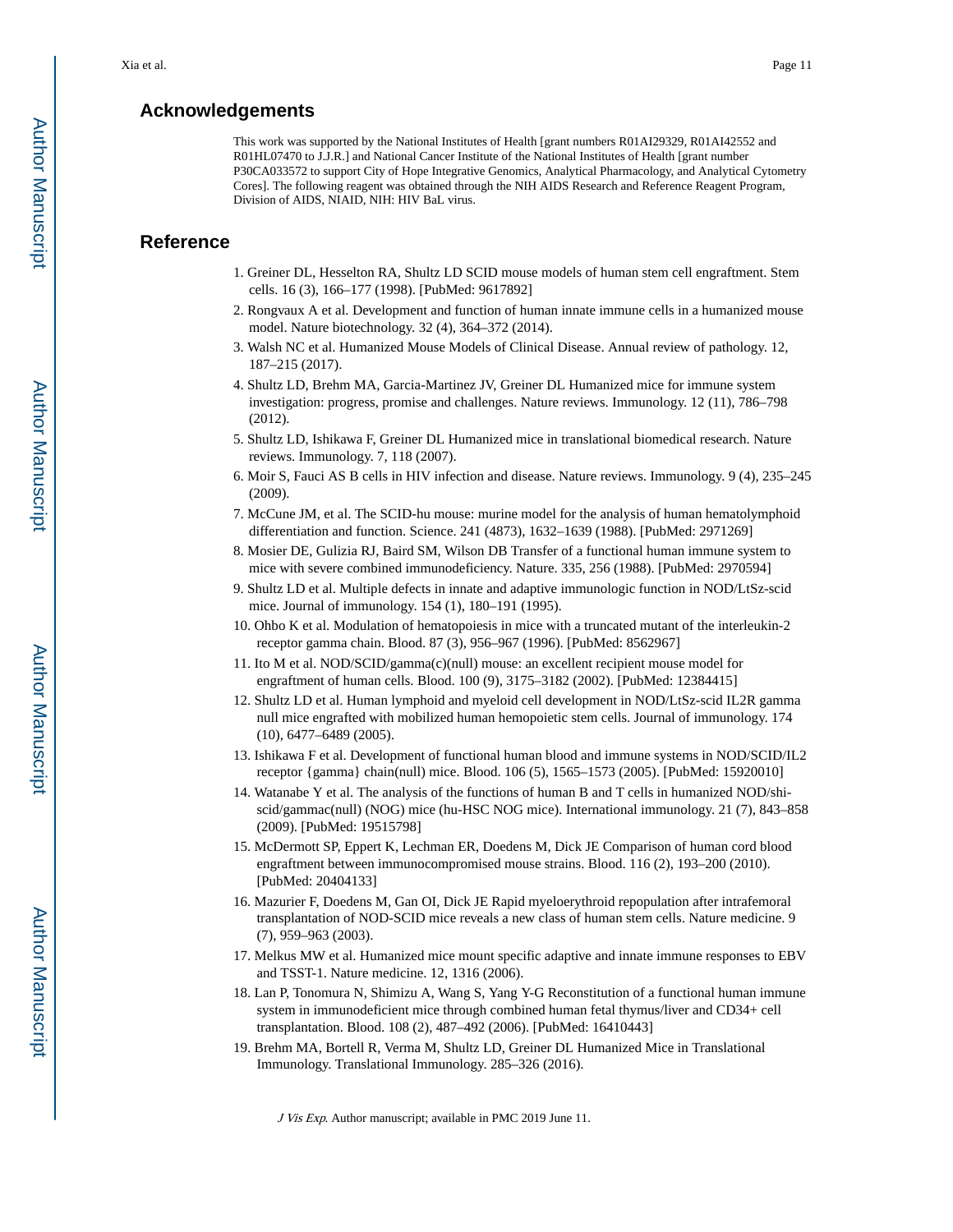## Acknowledgements

This work was supported by the National Institutes of Health [grant numbers R01AI29329, R01AI42552 and R01HL07470 to J.J.R.] and National Cancer Institute of the National Institutes of Health [grant number P30CA033572 to support City of Hope Integrative Genomics, Analytical Pharmacology, and Analytical Cytometry Cores]. The following reagent was obtained through the NIH AIDS Research and Reference Reagent Program, Division of AIDS, NIAID, NIH: HIV BaL virus.

## Reference

1. Greiner DL, Hesselton RA, Shultz LD SCID mouse models of human stem cell engraftment. Stem cells. 16 (3), 166–177 (1998). [PubMed: 9617892]
2. Rongvaux A et al. Development and function of human innate immune cells in a humanized mouse model. Nature biotechnology. 32 (4), 364–372 (2014).
3. Walsh NC et al. Humanized Mouse Models of Clinical Disease. Annual review of pathology. 12, 187–215 (2017).
4. Shultz LD, Brehm MA, Garcia-Martinez JV, Greiner DL Humanized mice for immune system investigation: progress, promise and challenges. Nature reviews. Immunology. 12 (11), 786–798 (2012).
5. Shultz LD, Ishikawa F, Greiner DL Humanized mice in translational biomedical research. Nature reviews. Immunology. 7, 118 (2007).
6. Moir S, Fauci AS B cells in HIV infection and disease. Nature reviews. Immunology. 9 (4), 235–245 (2009).
7. McCune JM, et al. The SCID-hu mouse: murine model for the analysis of human hematolymphoid differentiation and function. Science. 241 (4873), 1632–1639 (1988). [PubMed: 2971269]
8. Mosier DE, Gulizia RJ, Baird SM, Wilson DB Transfer of a functional human immune system to mice with severe combined immunodeficiency. Nature. 335, 256 (1988). [PubMed: 2970594]
9. Shultz LD et al. Multiple defects in innate and adaptive immunologic function in NOD/LtSz-scid mice. Journal of immunology. 154 (1), 180–191 (1995).
10. Ohbo K et al. Modulation of hematopoiesis in mice with a truncated mutant of the interleukin-2 receptor gamma chain. Blood. 87 (3), 956–967 (1996). [PubMed: 8562967]
11. Ito M et al. NOD/SCID/gamma(c)(null) mouse: an excellent recipient mouse model for engraftment of human cells. Blood. 100 (9), 3175–3182 (2002). [PubMed: 12384415]
12. Shultz LD et al. Human lymphoid and myeloid cell development in NOD/LtSz-scid IL2R gamma null mice engrafted with mobilized human hemopoietic stem cells. Journal of immunology. 174 (10), 6477–6489 (2005).
13. Ishikawa F et al. Development of functional human blood and immune systems in NOD/SCID/IL2 receptor {gamma} chain(null) mice. Blood. 106 (5), 1565–1573 (2005). [PubMed: 15920010]
14. Watanabe Y et al. The analysis of the functions of human B and T cells in humanized NOD/shi-scid/gammac(null) (NOG) mice (hu-HSC NOG mice). International immunology. 21 (7), 843–858 (2009). [PubMed: 19515798]
15. McDermott SP, Eppert K, Lechman ER, Doedens M, Dick JE Comparison of human cord blood engraftment between immunocompromised mouse strains. Blood. 116 (2), 193–200 (2010). [PubMed: 20404133]
16. Mazurier F, Doedens M, Gan OI, Dick JE Rapid myeloerythroid repopulation after intrafemoral transplantation of NOD-SCID mice reveals a new class of human stem cells. Nature medicine. 9 (7), 959–963 (2003).
17. Melkus MW et al. Humanized mice mount specific adaptive and innate immune responses to EBV and TSST-1. Nature medicine. 12, 1316 (2006).
18. Lan P, Tonomura N, Shimizu A, Wang S, Yang Y-G Reconstitution of a functional human immune system in immunodeficient mice through combined human fetal thymus/liver and CD34+ cell transplantation. Blood. 108 (2), 487–492 (2006). [PubMed: 16410443]
19. Brehm MA, Bortell R, Verma M, Shultz LD, Greiner DL Humanized Mice in Translational Immunology. Translational Immunology. 285–326 (2016).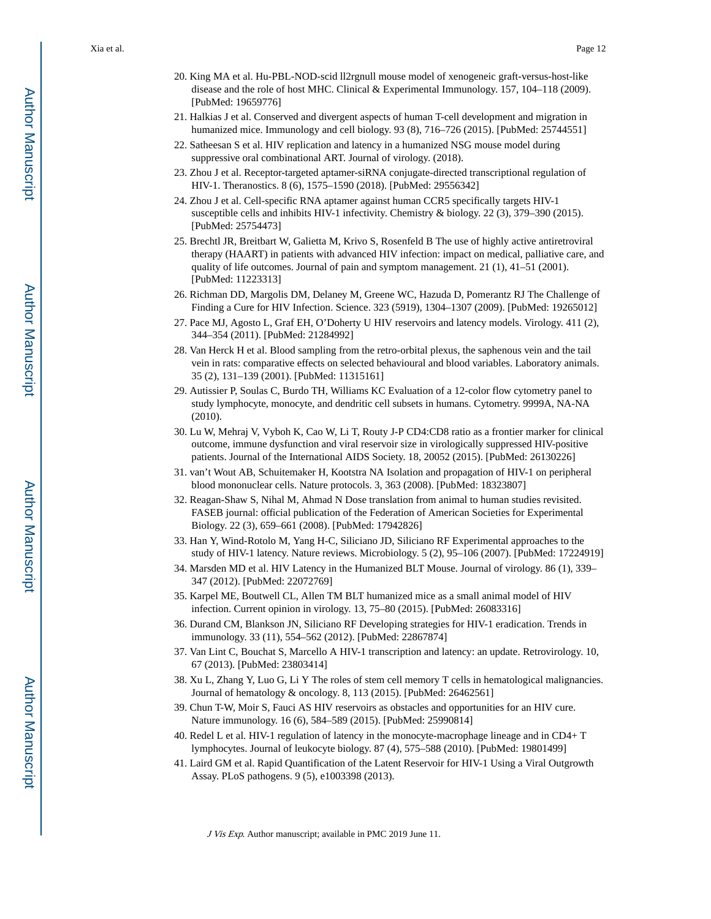20. King MA et al. Hu-PBL-NOD-scid Il2rgnull mouse model of xenogeneic graft-versus-host-like disease and the role of host MHC. Clinical & Experimental Immunology. 157, 104–118 (2009). [PubMed: 19659776]
21. Halkias J et al. Conserved and divergent aspects of human T-cell development and migration in humanized mice. Immunology and cell biology. 93 (8), 716–726 (2015). [PubMed: 25744551]
22. Satheesan S et al. HIV replication and latency in a humanized NSG mouse model during suppressive oral combinational ART. Journal of virology. (2018).
23. Zhou J et al. Receptor-targeted aptamer-siRNA conjugate-directed transcriptional regulation of HIV-1. Theranostics. 8 (6), 1575–1590 (2018). [PubMed: 29556342]
24. Zhou J et al. Cell-specific RNA aptamer against human CCR5 specifically targets HIV-1 susceptible cells and inhibits HIV-1 infectivity. Chemistry & biology. 22 (3), 379–390 (2015). [PubMed: 25754473]
25. Brechtl JR, Breitbart W, Galietta M, Krivo S, Rosenfeld B The use of highly active antiretroviral therapy (HAART) in patients with advanced HIV infection: impact on medical, palliative care, and quality of life outcomes. Journal of pain and symptom management. 21 (1), 41–51 (2001). [PubMed: 11223313]
26. Richman DD, Margolis DM, Delaney M, Greene WC, Hazuda D, Pomerantz RJ The Challenge of Finding a Cure for HIV Infection. Science. 323 (5919), 1304–1307 (2009). [PubMed: 19265012]
27. Pace MJ, Agosto L, Graf EH, O'Doherty U HIV reservoirs and latency models. Virology. 411 (2), 344–354 (2011). [PubMed: 21284992]
28. Van Herck H et al. Blood sampling from the retro-orbital plexus, the saphenous vein and the tail vein in rats: comparative effects on selected behavioural and blood variables. Laboratory animals. 35 (2), 131–139 (2001). [PubMed: 11315161]
29. Autissier P, Soulas C, Burdo TH, Williams KC Evaluation of a 12-color flow cytometry panel to study lymphocyte, monocyte, and dendritic cell subsets in humans. Cytometry. 9999A, NA-NA (2010).
30. Lu W, Mehraj V, Vyboh K, Cao W, Li T, Routy J-P CD4:CD8 ratio as a frontier marker for clinical outcome, immune dysfunction and viral reservoir size in virologically suppressed HIV-positive patients. Journal of the International AIDS Society. 18, 20052 (2015). [PubMed: 26130226]
31. van't Wout AB, Schuitemaker H, Kootstra NA Isolation and propagation of HIV-1 on peripheral blood mononuclear cells. Nature protocols. 3, 363 (2008). [PubMed: 18323807]
32. Reagan-Shaw S, Nihal M, Ahmad N Dose translation from animal to human studies revisited. FASEB journal: official publication of the Federation of American Societies for Experimental Biology. 22 (3), 659–661 (2008). [PubMed: 17942826]
33. Han Y, Wind-Rotolo M, Yang H-C, Siliciano JD, Siliciano RF Experimental approaches to the study of HIV-1 latency. Nature reviews. Microbiology. 5 (2), 95–106 (2007). [PubMed: 17224919]
34. Marsden MD et al. HIV Latency in the Humanized BLT Mouse. Journal of virology. 86 (1), 339–347 (2012). [PubMed: 22072769]
35. Karpel ME, Boutwell CL, Allen TM BLT humanized mice as a small animal model of HIV infection. Current opinion in virology. 13, 75–80 (2015). [PubMed: 26083316]
36. Durand CM, Blankson JN, Siliciano RF Developing strategies for HIV-1 eradication. Trends in immunology. 33 (11), 554–562 (2012). [PubMed: 22867874]
37. Van Lint C, Bouchat S, Marcello A HIV-1 transcription and latency: an update. Retrovirology. 10, 67 (2013). [PubMed: 23803414]
38. Xu L, Zhang Y, Luo G, Li Y The roles of stem cell memory T cells in hematological malignancies. Journal of hematology & oncology. 8, 113 (2015). [PubMed: 26462561]
39. Chun T-W, Moir S, Fauci AS HIV reservoirs as obstacles and opportunities for an HIV cure. Nature immunology. 16 (6), 584–589 (2015). [PubMed: 25990814]
40. Redel L et al. HIV-1 regulation of latency in the monocyte-macrophage lineage and in CD4+ T lymphocytes. Journal of leukocyte biology. 87 (4), 575–588 (2010). [PubMed: 19801499]
41. Laird GM et al. Rapid Quantification of the Latent Reservoir for HIV-1 Using a Viral Outgrowth Assay. PLoS pathogens. 9 (5), e1003398 (2013).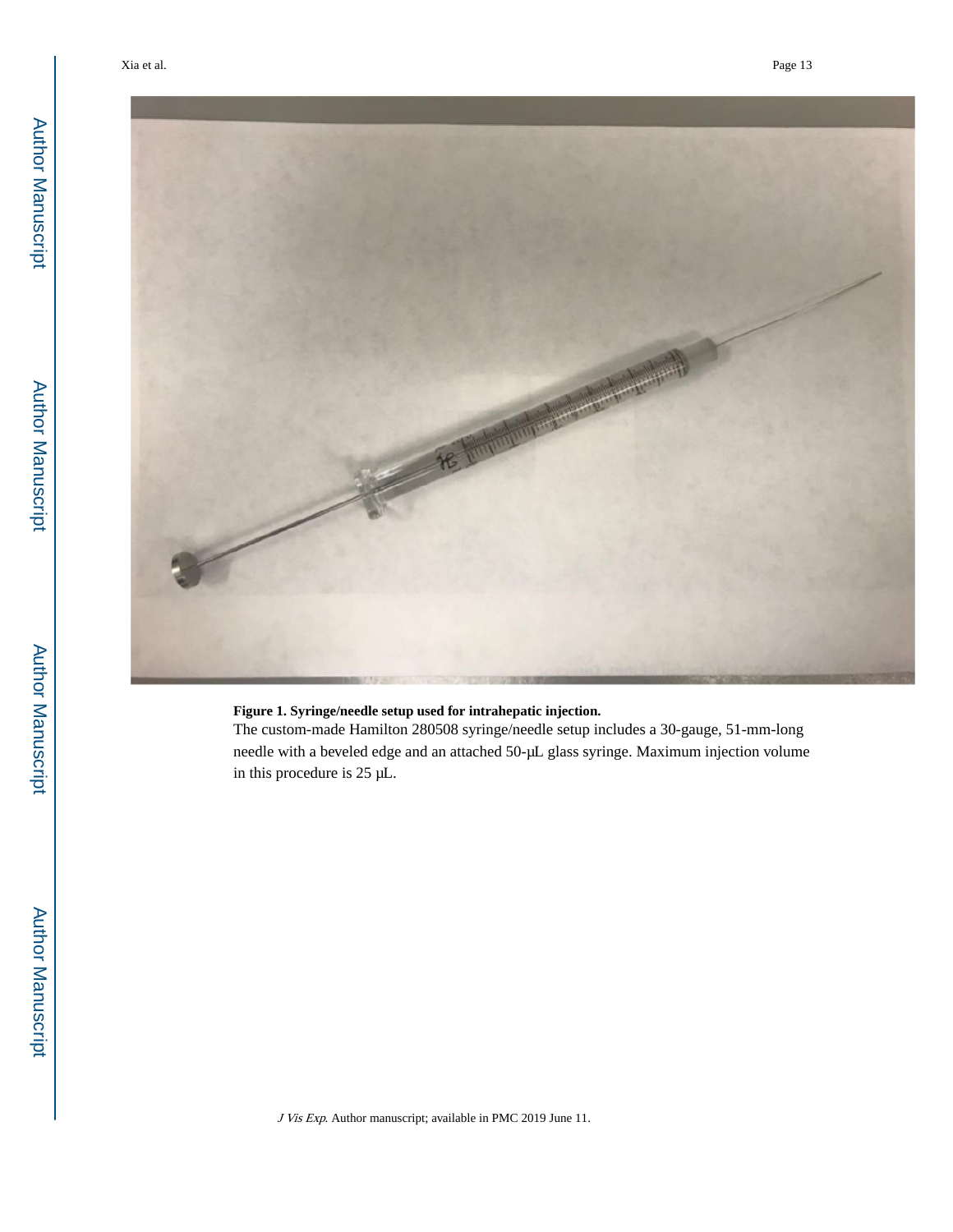**Figure 1. Syringe/needle setup used for intrahepatic injection.**

The custom-made Hamilton 280508 syringe/needle setup includes a 30-gauge, 51-mm-long needle with a beveled edge and an attached 50-μL glass syringe. Maximum injection volume in this procedure is 25 μL.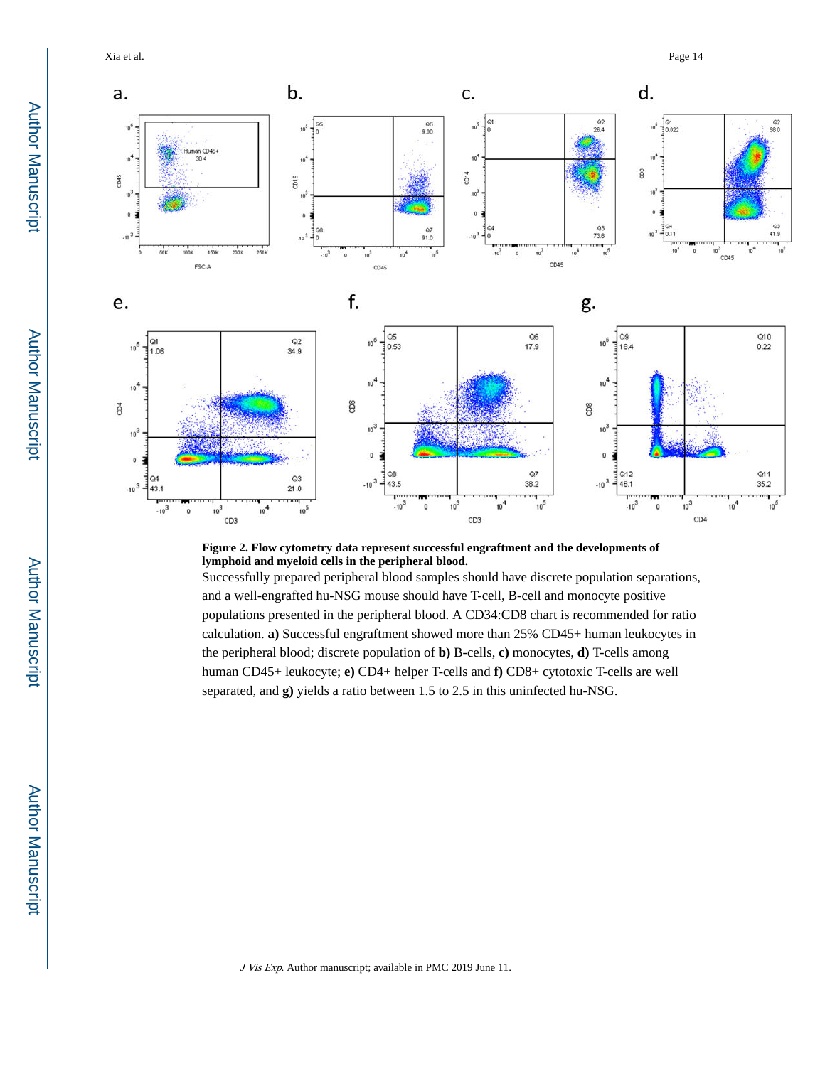**Figure 2. Flow cytometry data represent successful engraftment and the developments of lymphoid and myeloid cells in the peripheral blood.**

Successfully prepared peripheral blood samples should have discrete population separations, and a well-engrafted hu-NSG mouse should have T-cell, B-cell and monocyte positive populations presented in the peripheral blood. A CD34:CD8 chart is recommended for ratio calculation. **a)** Successful engraftment showed more than 25% CD45+ human leukocytes in the peripheral blood; discrete population of **b)** B-cells, **c)** monocytes, **d)** T-cells among human CD45+ leukocyte; **e)** CD4+ helper T-cells and **f)** CD8+ cytotoxic T-cells are well separated, and **g)** yields a ratio between 1.5 to 2.5 in this uninfected hu-NSG.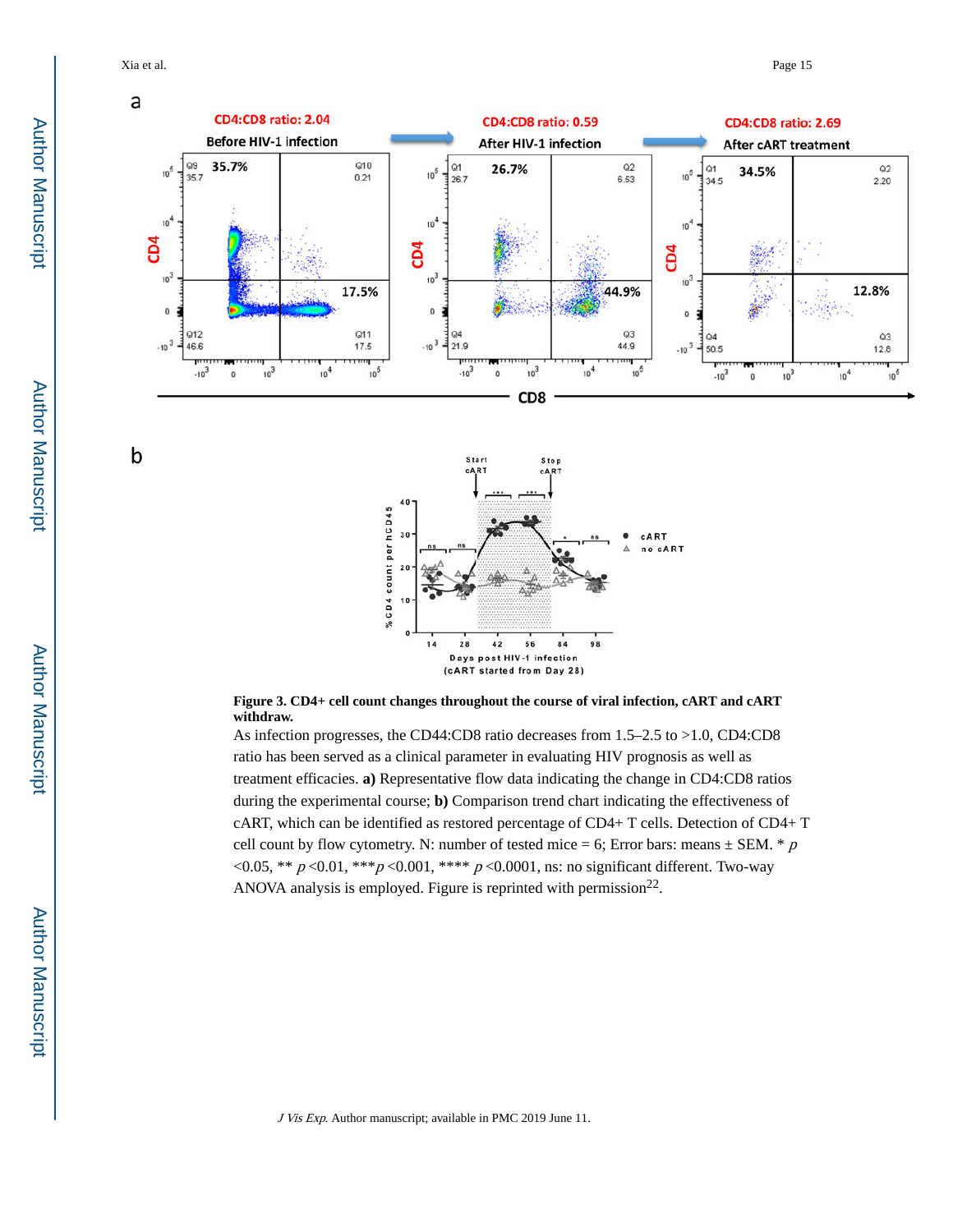**Figure 3. CD4+ cell count changes throughout the course of viral infection, cART and cART withdraw.**

As infection progresses, the CD44:CD8 ratio decreases from 1.5–2.5 to >1.0, CD4:CD8 ratio has been served as a clinical parameter in evaluating HIV prognosis as well as treatment efficacies. **a)** Representative flow data indicating the change in CD4:CD8 ratios during the experimental course; **b)** Comparison trend chart indicating the effectiveness of cART, which can be identified as restored percentage of CD4+ T cells. Detection of CD4+ T cell count by flow cytometry. N: number of tested mice = 6; Error bars: means ± SEM. * $p$ <0.05, ** $p$ <0.01, *** $p$ <0.001, **** $p$ <0.0001, ns: no significant different. Two-way ANOVA analysis is employed. Figure is reprinted with permission[22].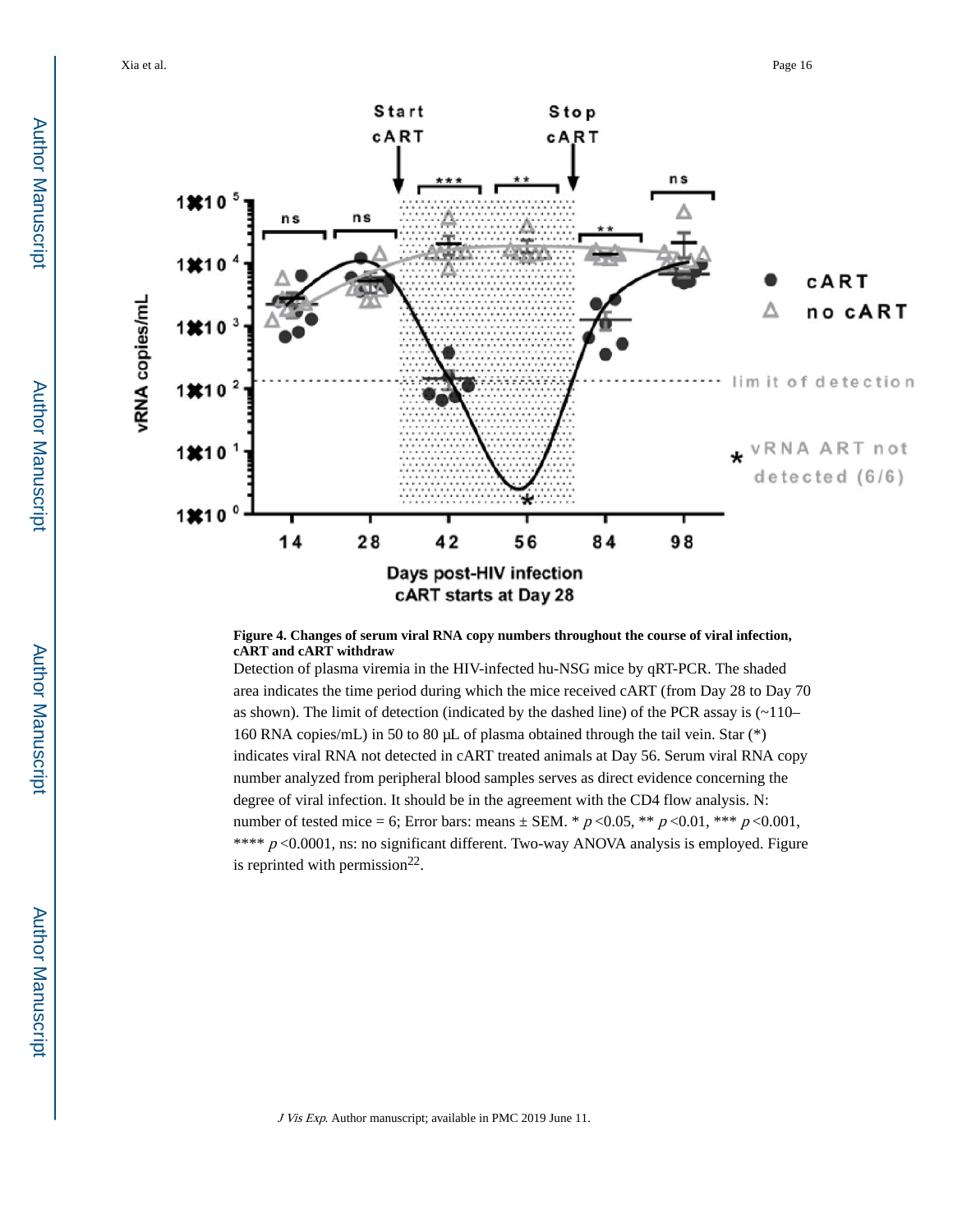**Figure 4. Changes of serum viral RNA copy numbers throughout the course of viral infection, cART and cART withdraw**

Detection of plasma viremia in the HIV-infected hu-NSG mice by qRT-PCR. The shaded area indicates the time period during which the mice received cART (from Day 28 to Day 70 as shown). The limit of detection (indicated by the dashed line) of the PCR assay is (~110–160 RNA copies/mL) in 50 to 80 μL of plasma obtained through the tail vein. Star (*) indicates viral RNA not detected in cART treated animals at Day 56. Serum viral RNA copy number analyzed from peripheral blood samples serves as direct evidence concerning the degree of viral infection. It should be in the agreement with the CD4 flow analysis. N: number of tested mice = 6; Error bars: means ± SEM. * $p$ <0.05, ** $p$ <0.01, *** $p$ <0.001, **** $p$ <0.0001, ns: no significant different. Two-way ANOVA analysis is employed. Figure is reprinted with permission[22].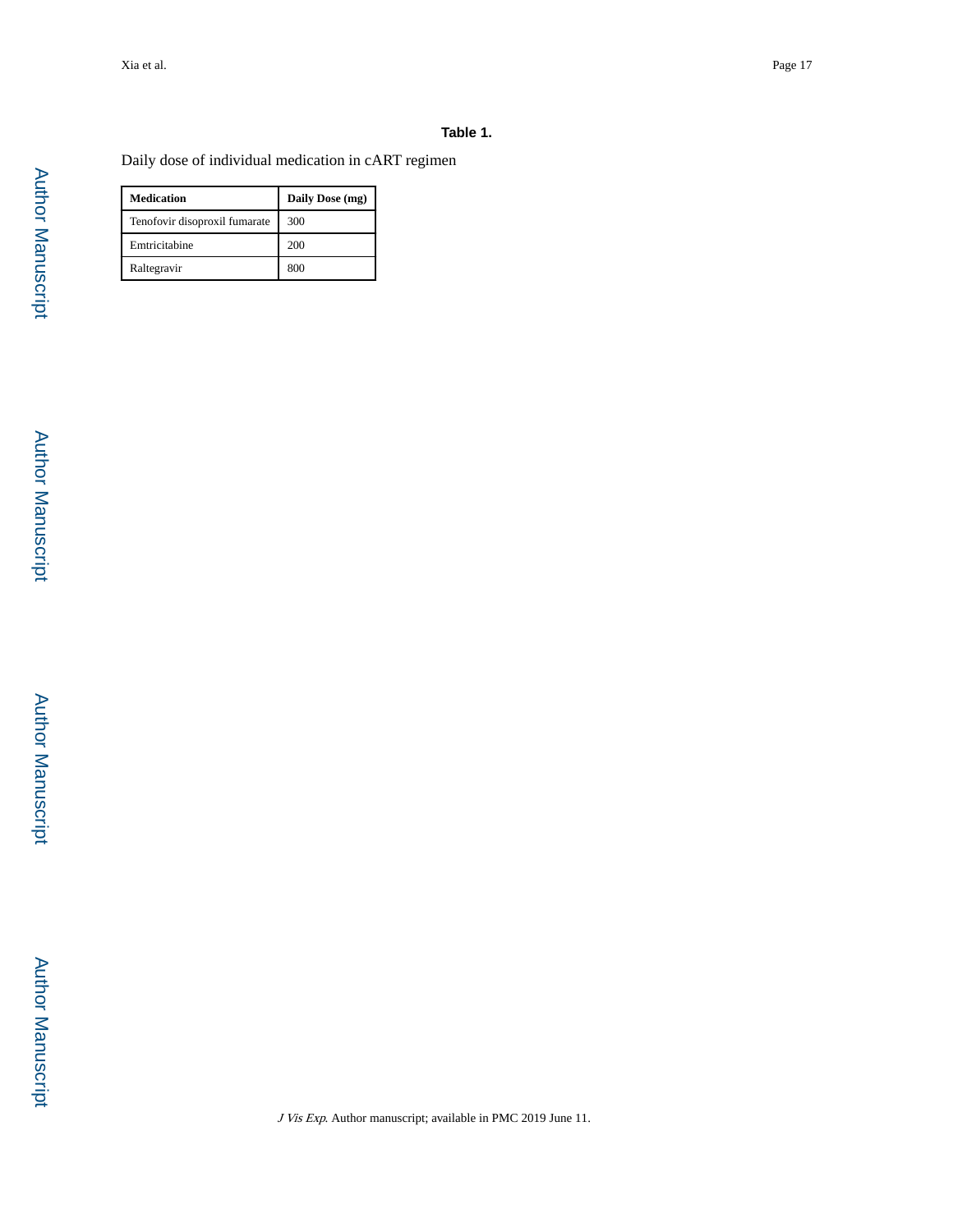**Table 1.**

Daily dose of individual medication in cART regimen

| Medication | Daily Dose (mg) |
| --- | --- |
| Tenofovir disoproxil fumarate | 300 |
| Emtricitabine | 200 |
| Raltegravir | 800 |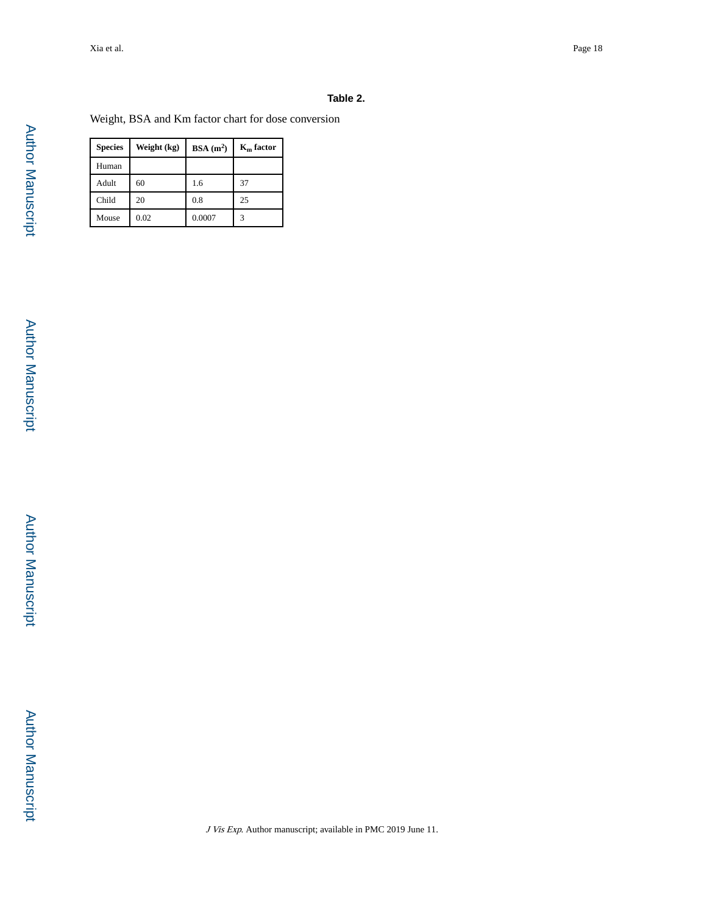### Table 2.

Weight, BSA and Km factor chart for dose conversion

| Species | Weight (kg) | BSA ($m^2$) | $K_m$ factor |
| --- | --- | --- | --- |
| Human | | | |
| Adult | 60 | 1.6 | 37 |
| Child | 20 | 0.8 | 25 |
| Mouse | 0.02 | 0.0007 | 3 |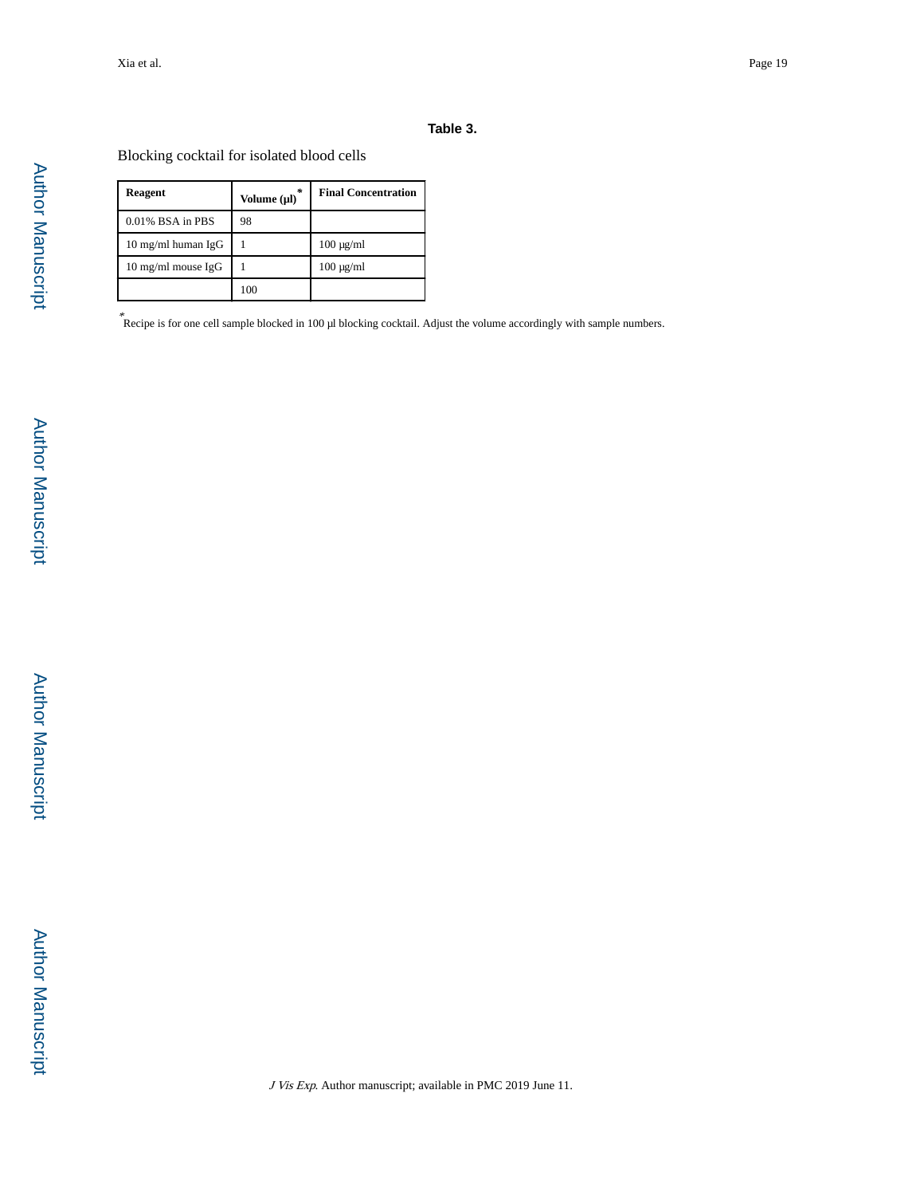**Table 3.**

Blocking cocktail for isolated blood cells

| Reagent | Volume (μl)* | Final Concentration |
| --- | --- | --- |
| 0.01% BSA in PBS | 98 | |
| 10 mg/ml human IgG | 1 | 100 μg/ml |
| 10 mg/ml mouse IgG | 1 | 100 μg/ml |
| | 100 | |

*Recipe is for one cell sample blocked in 100 μl blocking cocktail. Adjust the volume accordingly with sample numbers.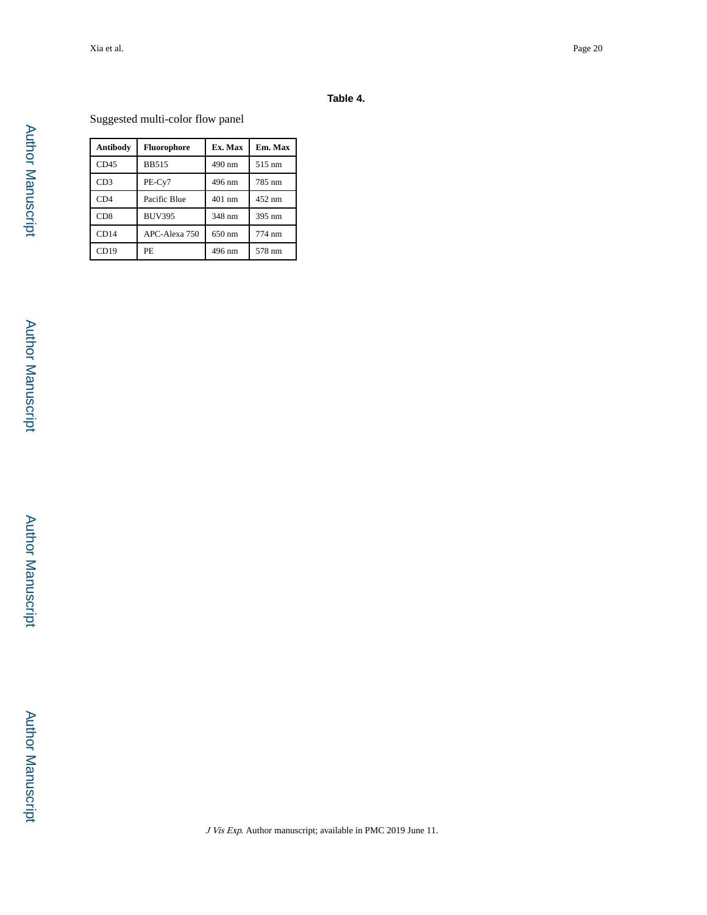**Table 4.**

Suggested multi-color flow panel

| Antibody | Fluorophore | Ex. Max | Em. Max |
|---|---|---|---|
| CD45 | BB515 | 490 nm | 515 nm |
| CD3 | PE-Cy7 | 496 nm | 785 nm |
| CD4 | Pacific Blue | 401 nm | 452 nm |
| CD8 | BUV395 | 348 nm | 395 nm |
| CD14 | APC-Alexa 750 | 650 nm | 774 nm |
| CD19 | PE | 496 nm | 578 nm |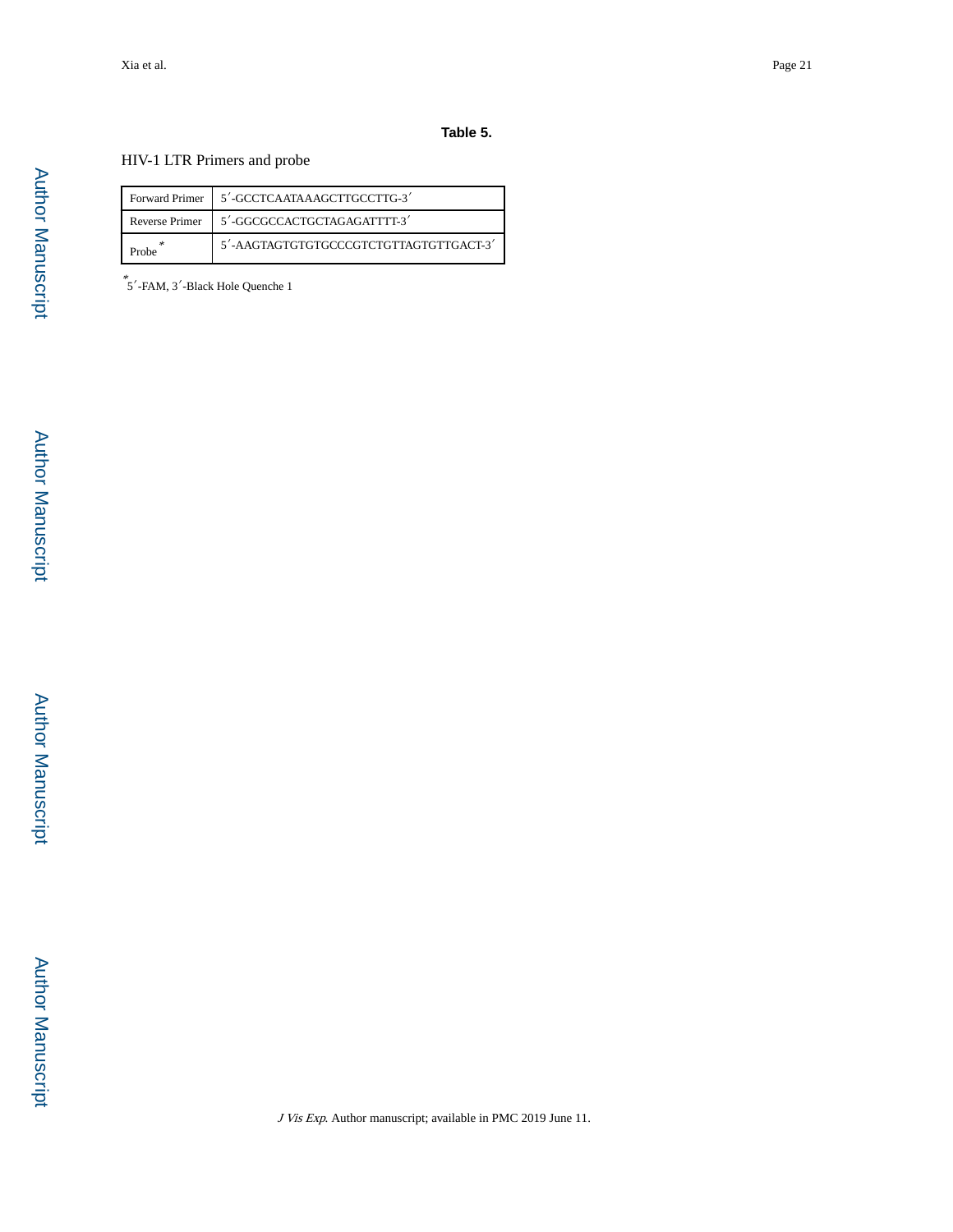**Table 5.**

HIV-1 LTR Primers and probe

| | |
|---|---|
| Forward Primer | 5′-GCCTCAATAAAGCTTGCCTTG-3′ |
| Reverse Primer | 5′-GGCGCCACTGCTAGAGATTTT-3′ |
| Probe* | 5′-AAGTAGTGTGTGCCCGTCTGTTAGTGTTGACT-3′ |

*5′-FAM, 3′-Black Hole Quenche 1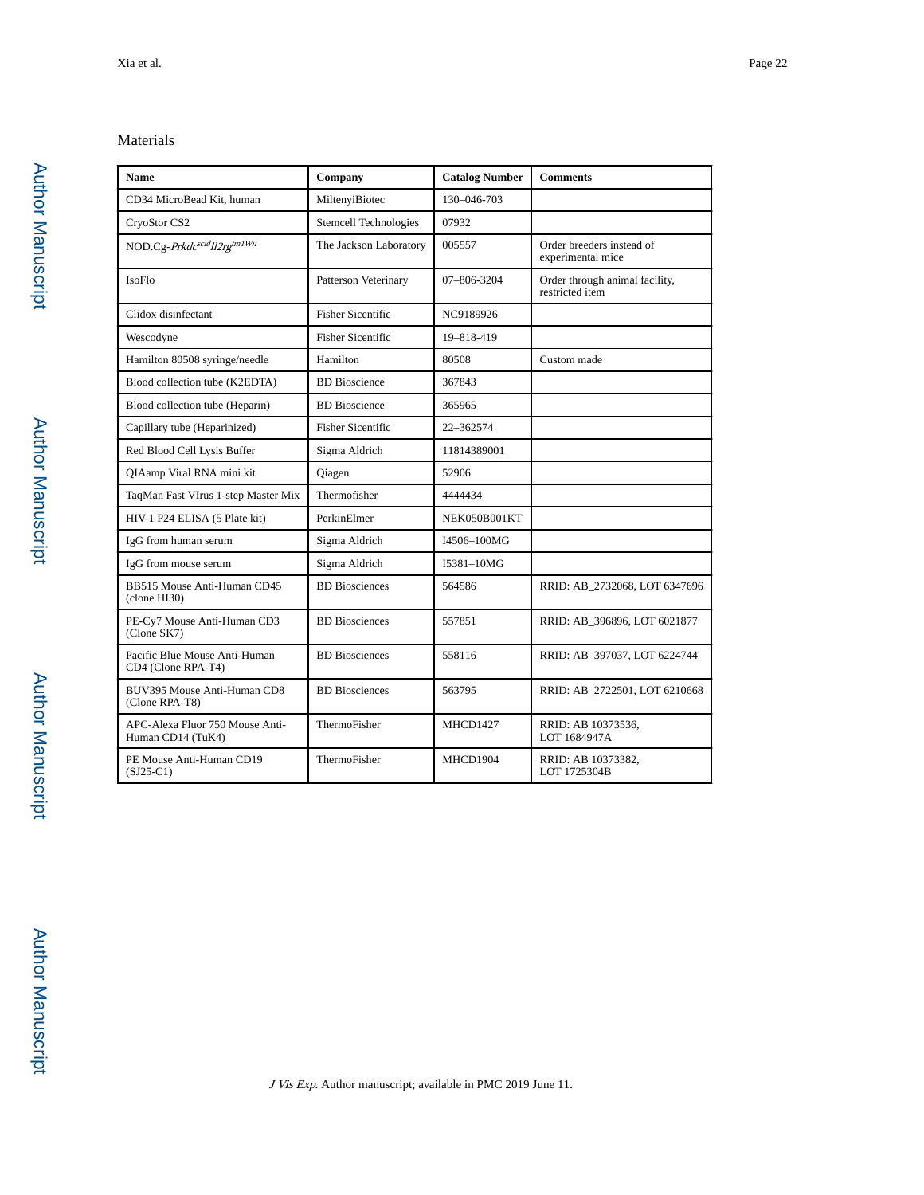## Materials

| Name | Company | Catalog Number | Comments |
|---|---|---|---|
| CD34 MicroBead Kit, human | MiltenyiBiotec | 130–046-703 | |
| CryoStor CS2 | Stemcell Technologies | 07932 | |
| NOD.Cg-*Prkdc*$^{scid}$*Il2rg*$^{tm1Wji}$ | The Jackson Laboratory | 005557 | Order breeders instead of experimental mice |
| IsoFlo | Patterson Veterinary | 07–806-3204 | Order through animal facility, restricted item |
| Clidox disinfectant | Fisher Scientific | NC9189926 | |
| Wescodyne | Fisher Scientific | 19–818-419 | |
| Hamilton 80508 syringe/needle | Hamilton | 80508 | Custom made |
| Blood collection tube (K2EDTA) | BD Bioscience | 367843 | |
| Blood collection tube (Heparin) | BD Bioscience | 365965 | |
| Capillary tube (Heparinized) | Fisher Scientific | 22–362574 | |
| Red Blood Cell Lysis Buffer | Sigma Aldrich | 11814389001 | |
| QIAamp Viral RNA mini kit | Qiagen | 52906 | |
| TaqMan Fast VIrus 1-step Master Mix | Thermofisher | 4444434 | |
| HIV-1 P24 ELISA (5 Plate kit) | PerkinElmer | NEK050B001KT | |
| IgG from human serum | Sigma Aldrich | I4506–100MG | |
| IgG from mouse serum | Sigma Aldrich | I5381–10MG | |
| BB515 Mouse Anti-Human CD45 (clone HI30) | BD Biosciences | 564586 | RRID: AB_2732068, LOT 6347696 |
| PE-Cy7 Mouse Anti-Human CD3 (Clone SK7) | BD Biosciences | 557851 | RRID: AB_396896, LOT 6021877 |
| Pacific Blue Mouse Anti-Human CD4 (Clone RPA-T4) | BD Biosciences | 558116 | RRID: AB_397037, LOT 6224744 |
| BUV395 Mouse Anti-Human CD8 (Clone RPA-T8) | BD Biosciences | 563795 | RRID: AB_2722501, LOT 6210668 |
| APC-Alexa Fluor 750 Mouse Anti-Human CD14 (TuK4) | ThermoFisher | MHCD1427 | RRID: AB 10373536, LOT 1684947A |
| PE Mouse Anti-Human CD19 (SJ25-C1) | ThermoFisher | MHCD1904 | RRID: AB 10373382, LOT 1725304B |